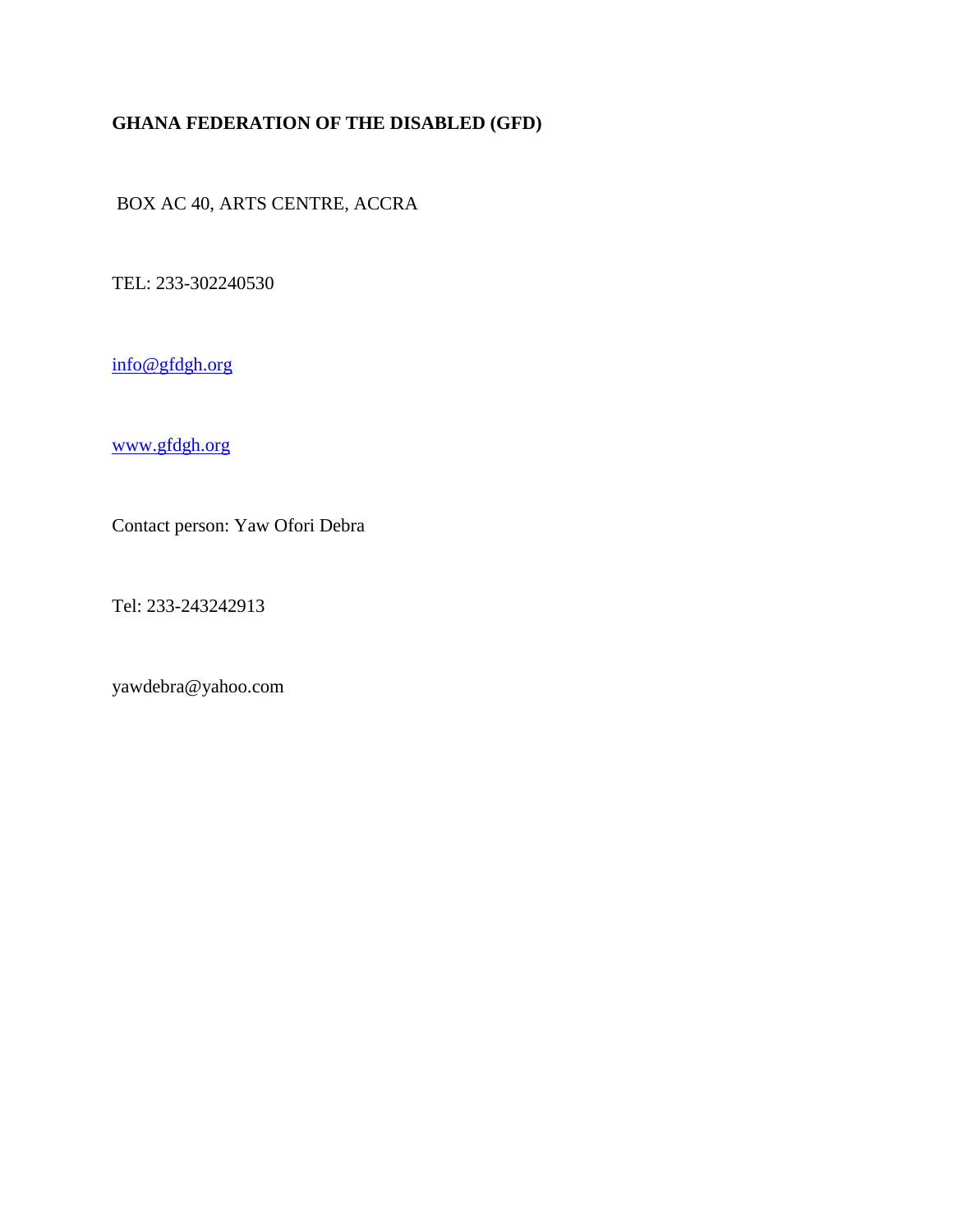**GHANA FEDERATION OF THE DISABLED (GFD)**

BOX AC 40, ARTS CENTRE, ACCRA

TEL: 233-302240530

info@gfdgh.org

www.gfdgh.org

Contact person: Yaw Ofori Debra

Tel: 233-243242913

yawdebra@yahoo.com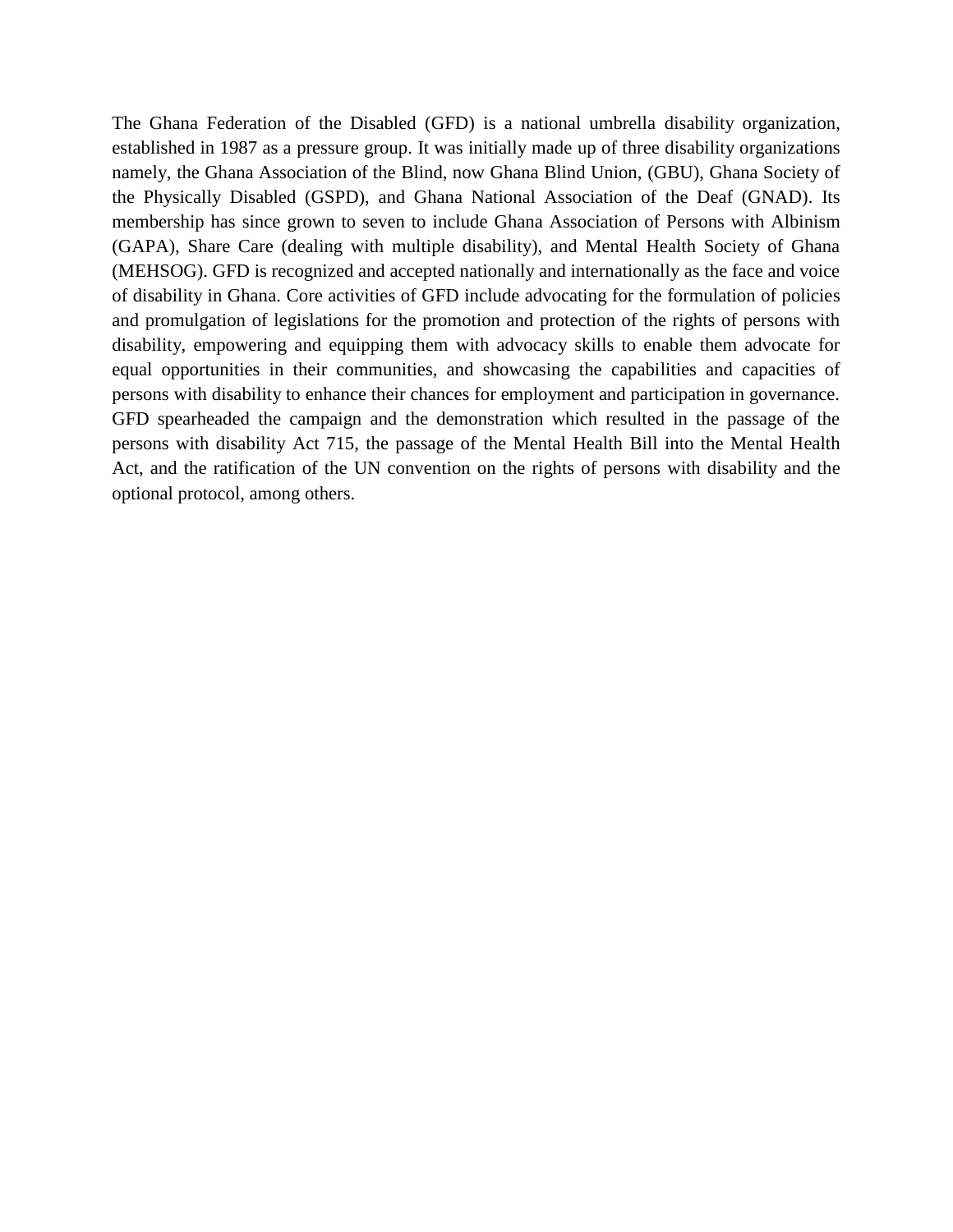The Ghana Federation of the Disabled (GFD) is a national umbrella disability organization, established in 1987 as a pressure group. It was initially made up of three disability organizations namely, the Ghana Association of the Blind, now Ghana Blind Union, (GBU), Ghana Society of the Physically Disabled (GSPD), and Ghana National Association of the Deaf (GNAD). Its membership has since grown to seven to include Ghana Association of Persons with Albinism (GAPA), Share Care (dealing with multiple disability), and Mental Health Society of Ghana (MEHSOG). GFD is recognized and accepted nationally and internationally as the face and voice of disability in Ghana. Core activities of GFD include advocating for the formulation of policies and promulgation of legislations for the promotion and protection of the rights of persons with disability, empowering and equipping them with advocacy skills to enable them advocate for equal opportunities in their communities, and showcasing the capabilities and capacities of persons with disability to enhance their chances for employment and participation in governance. GFD spearheaded the campaign and the demonstration which resulted in the passage of the persons with disability Act 715, the passage of the Mental Health Bill into the Mental Health Act, and the ratification of the UN convention on the rights of persons with disability and the optional protocol, among others.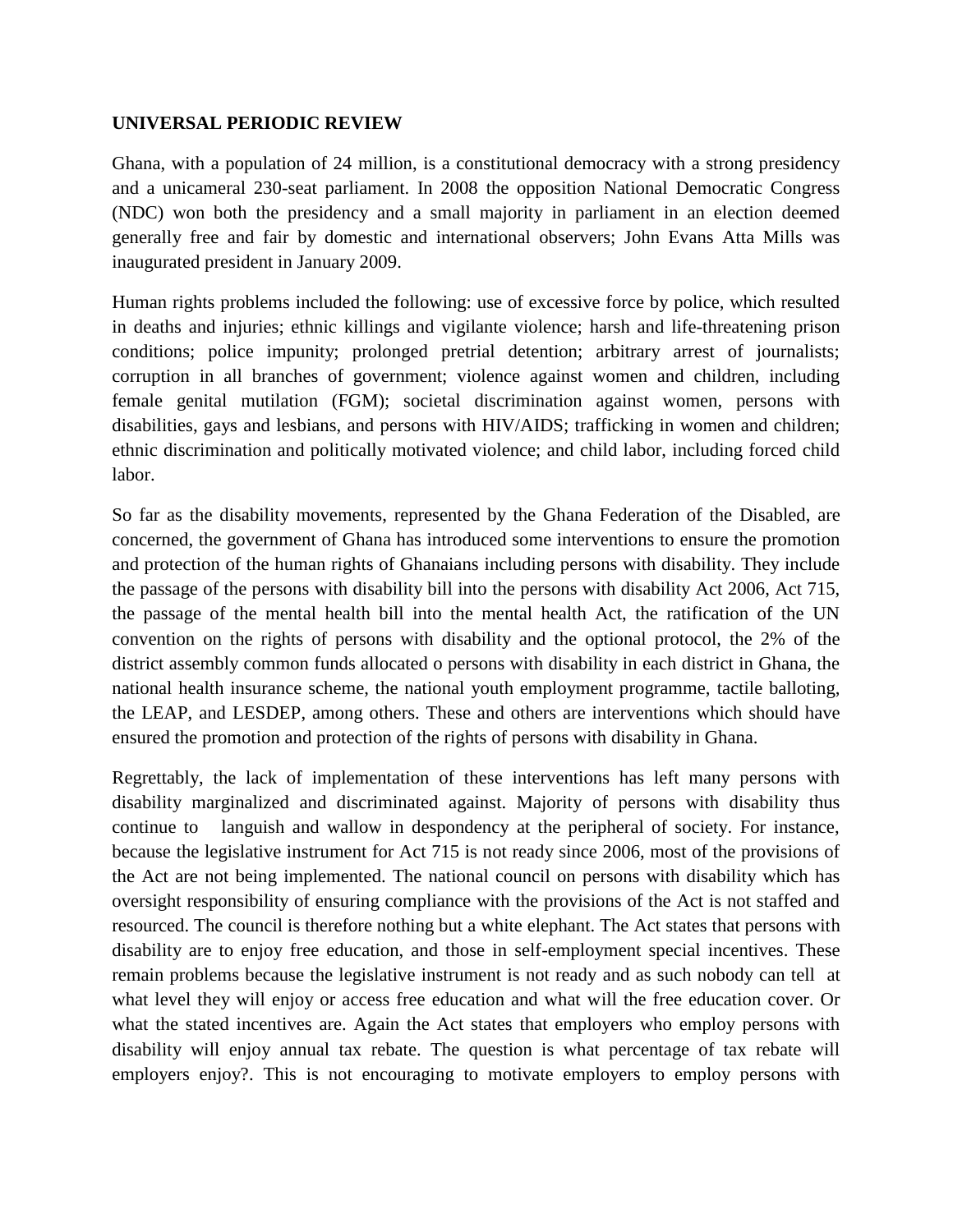**UNIVERSAL PERIODIC REVIEW**

Ghana, with a population of 24 million, is a constitutional democracy with a strong presidency and a unicameral 230-seat parliament. In 2008 the opposition National Democratic Congress (NDC) won both the presidency and a small majority in parliament in an election deemed generally free and fair by domestic and international observers; John Evans Atta Mills was inaugurated president in January 2009.

Human rights problems included the following: use of excessive force by police, which resulted in deaths and injuries; ethnic killings and vigilante violence; harsh and life-threatening prison conditions; police impunity; prolonged pretrial detention; arbitrary arrest of journalists; corruption in all branches of government; violence against women and children, including female genital mutilation (FGM); societal discrimination against women, persons with disabilities, gays and lesbians, and persons with HIV/AIDS; trafficking in women and children; ethnic discrimination and politically motivated violence; and child labor, including forced child labor.

So far as the disability movements, represented by the Ghana Federation of the Disabled, are concerned, the government of Ghana has introduced some interventions to ensure the promotion and protection of the human rights of Ghanaians including persons with disability. They include the passage of the persons with disability bill into the persons with disability Act 2006, Act 715, the passage of the mental health bill into the mental health Act, the ratification of the UN convention on the rights of persons with disability and the optional protocol, the 2% of the district assembly common funds allocated o persons with disability in each district in Ghana, the national health insurance scheme, the national youth employment programme, tactile balloting, the LEAP, and LESDEP, among others. These and others are interventions which should have ensured the promotion and protection of the rights of persons with disability in Ghana.

Regrettably, the lack of implementation of these interventions has left many persons with disability marginalized and discriminated against. Majority of persons with disability thus continue to languish and wallow in despondency at the peripheral of society. For instance, because the legislative instrument for Act 715 is not ready since 2006, most of the provisions of the Act are not being implemented. The national council on persons with disability which has oversight responsibility of ensuring compliance with the provisions of the Act is not staffed and resourced. The council is therefore nothing but a white elephant. The Act states that persons with disability are to enjoy free education, and those in self-employment special incentives. These remain problems because the legislative instrument is not ready and as such nobody can tell at what level they will enjoy or access free education and what will the free education cover. Or what the stated incentives are. Again the Act states that employers who employ persons with disability will enjoy annual tax rebate. The question is what percentage of tax rebate will employers enjoy?. This is not encouraging to motivate employers to employ persons with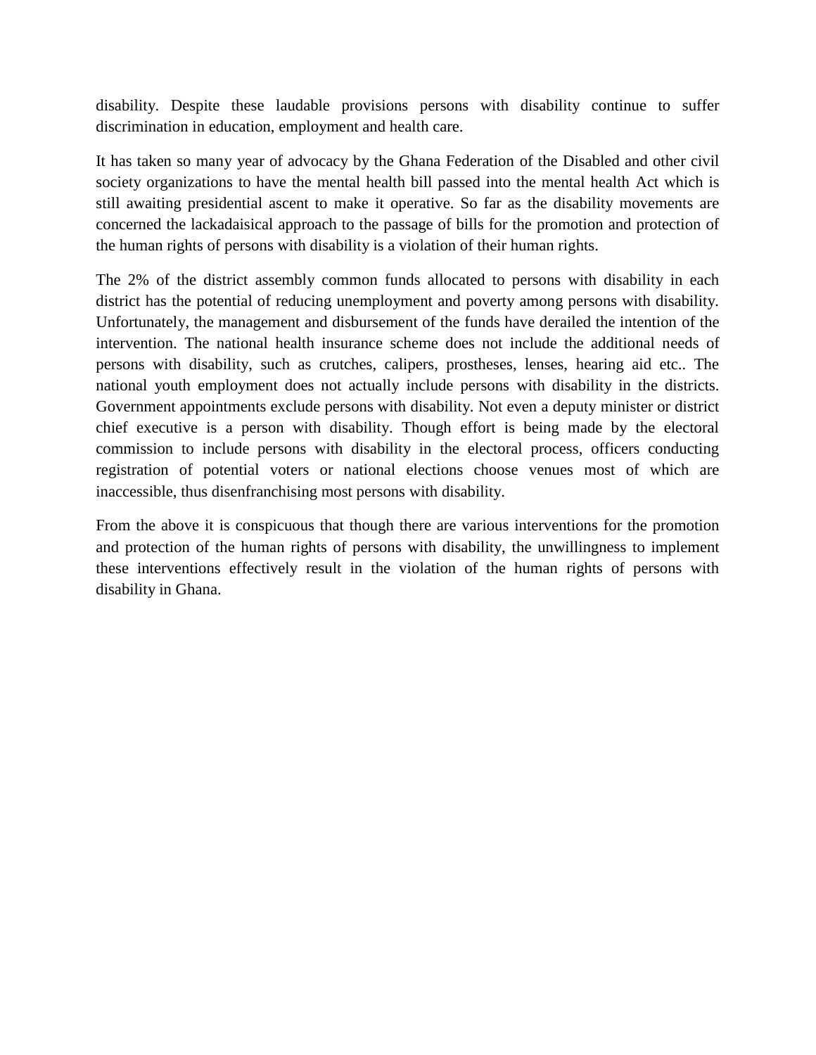disability. Despite these laudable provisions persons with disability continue to suffer discrimination in education, employment and health care.

It has taken so many year of advocacy by the Ghana Federation of the Disabled and other civil society organizations to have the mental health bill passed into the mental health Act which is still awaiting presidential ascent to make it operative. So far as the disability movements are concerned the lackadaisical approach to the passage of bills for the promotion and protection of the human rights of persons with disability is a violation of their human rights.

The 2% of the district assembly common funds allocated to persons with disability in each district has the potential of reducing unemployment and poverty among persons with disability. Unfortunately, the management and disbursement of the funds have derailed the intention of the intervention. The national health insurance scheme does not include the additional needs of persons with disability, such as crutches, calipers, prostheses, lenses, hearing aid etc.. The national youth employment does not actually include persons with disability in the districts. Government appointments exclude persons with disability. Not even a deputy minister or district chief executive is a person with disability. Though effort is being made by the electoral commission to include persons with disability in the electoral process, officers conducting registration of potential voters or national elections choose venues most of which are inaccessible, thus disenfranchising most persons with disability.

From the above it is conspicuous that though there are various interventions for the promotion and protection of the human rights of persons with disability, the unwillingness to implement these interventions effectively result in the violation of the human rights of persons with disability in Ghana.